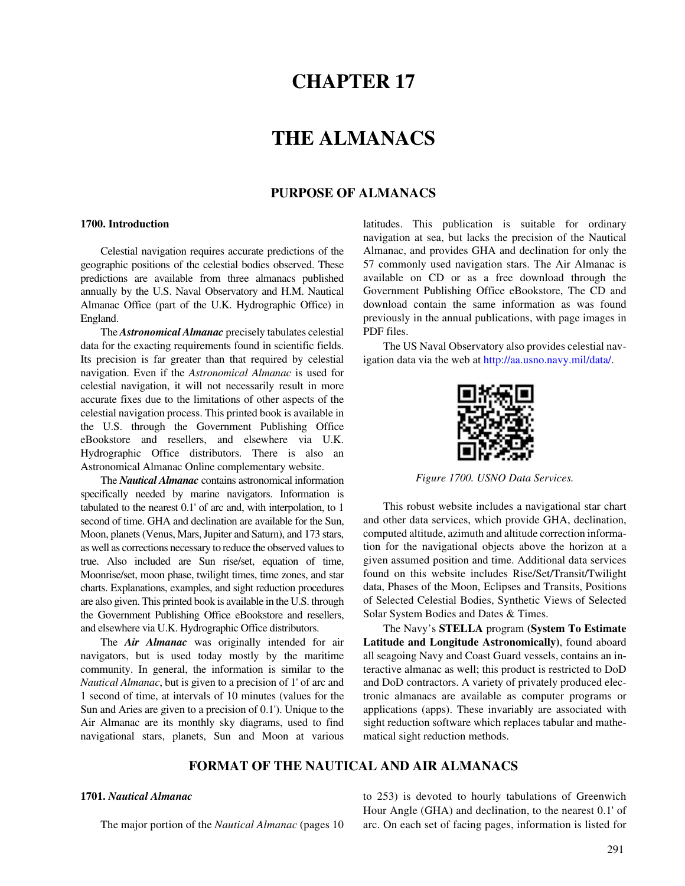# CHAPTER 17

# THE ALMANACS

## PURPOSE OF ALMANACS

### 1700. Introduction

Celestial navigation requires accurate predictions of the geographic positions of the celestial bodies observed. These predictions are available from three almanacs published annually by the U.S. Naval Observatory and H.M. Nautical Almanac Office (part of the U.K. Hydrographic Office) in England.

The ***Astronomical Almanac*** precisely tabulates celestial data for the exacting requirements found in scientific fields. Its precision is far greater than that required by celestial navigation. Even if the *Astronomical Almanac* is used for celestial navigation, it will not necessarily result in more accurate fixes due to the limitations of other aspects of the celestial navigation process. This printed book is available in the U.S. through the Government Publishing Office eBookstore and resellers, and elsewhere via U.K. Hydrographic Office distributors. There is also an Astronomical Almanac Online complementary website.

The ***Nautical Almanac*** contains astronomical information specifically needed by marine navigators. Information is tabulated to the nearest 0.1' of arc and, with interpolation, to 1 second of time. GHA and declination are available for the Sun, Moon, planets (Venus, Mars, Jupiter and Saturn), and 173 stars, as well as corrections necessary to reduce the observed values to true. Also included are Sun rise/set, equation of time, Moonrise/set, moon phase, twilight times, time zones, and star charts. Explanations, examples, and sight reduction procedures are also given. This printed book is available in the U.S. through the Government Publishing Office eBookstore and resellers, and elsewhere via U.K. Hydrographic Office distributors.

The ***Air Almanac*** was originally intended for air navigators, but is used today mostly by the maritime community. In general, the information is similar to the *Nautical Almanac*, but is given to a precision of 1' of arc and 1 second of time, at intervals of 10 minutes (values for the Sun and Aries are given to a precision of 0.1'). Unique to the Air Almanac are its monthly sky diagrams, used to find navigational stars, planets, Sun and Moon at various latitudes. This publication is suitable for ordinary navigation at sea, but lacks the precision of the Nautical Almanac, and provides GHA and declination for only the 57 commonly used navigation stars. The Air Almanac is available on CD or as a free download through the Government Publishing Office eBookstore, The CD and download contain the same information as was found previously in the annual publications, with page images in PDF files.

The US Naval Observatory also provides celestial navigation data via the web at http://aa.usno.navy.mil/data/.

*Figure 1700. USNO Data Services.*

This robust website includes a navigational star chart and other data services, which provide GHA, declination, computed altitude, azimuth and altitude correction information for the navigational objects above the horizon at a given assumed position and time. Additional data services found on this website includes Rise/Set/Transit/Twilight data, Phases of the Moon, Eclipses and Transits, Positions of Selected Celestial Bodies, Synthetic Views of Selected Solar System Bodies and Dates & Times.

The Navy's **STELLA** program **(System To Estimate Latitude and Longitude Astronomically)**, found aboard all seagoing Navy and Coast Guard vessels, contains an interactive almanac as well; this product is restricted to DoD and DoD contractors. A variety of privately produced electronic almanacs are available as computer programs or applications (apps). These invariably are associated with sight reduction software which replaces tabular and mathematical sight reduction methods.

## FORMAT OF THE NAUTICAL AND AIR ALMANACS

### 1701. *Nautical Almanac*

The major portion of the *Nautical Almanac* (pages 10 to 253) is devoted to hourly tabulations of Greenwich Hour Angle (GHA) and declination, to the nearest 0.1' of arc. On each set of facing pages, information is listed for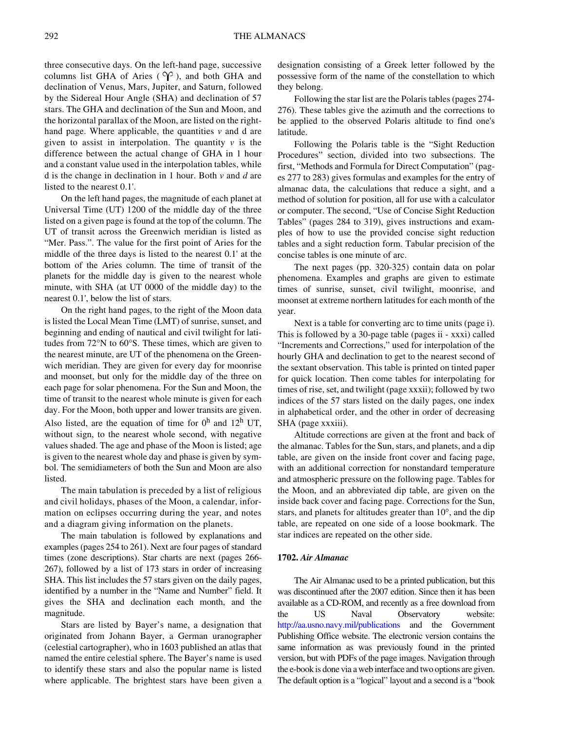three consecutive days. On the left-hand page, successive columns list GHA of Aries ( ♈ ), and both GHA and declination of Venus, Mars, Jupiter, and Saturn, followed by the Sidereal Hour Angle (SHA) and declination of 57 stars. The GHA and declination of the Sun and Moon, and the horizontal parallax of the Moon, are listed on the right-hand page. Where applicable, the quantities *v* and d are given to assist in interpolation. The quantity *v* is the difference between the actual change of GHA in 1 hour and a constant value used in the interpolation tables, while d is the change in declination in 1 hour. Both *v* and *d* are listed to the nearest 0.1'.

On the left hand pages, the magnitude of each planet at Universal Time (UT) 1200 of the middle day of the three listed on a given page is found at the top of the column. The UT of transit across the Greenwich meridian is listed as "Mer. Pass.". The value for the first point of Aries for the middle of the three days is listed to the nearest 0.1' at the bottom of the Aries column. The time of transit of the planets for the middle day is given to the nearest whole minute, with SHA (at UT 0000 of the middle day) to the nearest 0.1', below the list of stars.

On the right hand pages, to the right of the Moon data is listed the Local Mean Time (LMT) of sunrise, sunset, and beginning and ending of nautical and civil twilight for latitudes from 72°N to 60°S. These times, which are given to the nearest minute, are UT of the phenomena on the Greenwich meridian. They are given for every day for moonrise and moonset, but only for the middle day of the three on each page for solar phenomena. For the Sun and Moon, the time of transit to the nearest whole minute is given for each day. For the Moon, both upper and lower transits are given. Also listed, are the equation of time for $0^h$ and $12^h$ UT, without sign, to the nearest whole second, with negative values shaded. The age and phase of the Moon is listed; age is given to the nearest whole day and phase is given by symbol. The semidiameters of both the Sun and Moon are also listed.

The main tabulation is preceded by a list of religious and civil holidays, phases of the Moon, a calendar, information on eclipses occurring during the year, and notes and a diagram giving information on the planets.

The main tabulation is followed by explanations and examples (pages 254 to 261). Next are four pages of standard times (zone descriptions). Star charts are next (pages 266-267), followed by a list of 173 stars in order of increasing SHA. This list includes the 57 stars given on the daily pages, identified by a number in the "Name and Number" field. It gives the SHA and declination each month, and the magnitude.

Stars are listed by Bayer's name, a designation that originated from Johann Bayer, a German uranographer (celestial cartographer), who in 1603 published an atlas that named the entire celestial sphere. The Bayer's name is used to identify these stars and also the popular name is listed where applicable. The brightest stars have been given a designation consisting of a Greek letter followed by the possessive form of the name of the constellation to which they belong.

Following the star list are the Polaris tables (pages 274-276). These tables give the azimuth and the corrections to be applied to the observed Polaris altitude to find one's latitude.

Following the Polaris table is the "Sight Reduction Procedures" section, divided into two subsections. The first, "Methods and Formula for Direct Computation" (pages 277 to 283) gives formulas and examples for the entry of almanac data, the calculations that reduce a sight, and a method of solution for position, all for use with a calculator or computer. The second, "Use of Concise Sight Reduction Tables" (pages 284 to 319), gives instructions and examples of how to use the provided concise sight reduction tables and a sight reduction form. Tabular precision of the concise tables is one minute of arc.

The next pages (pp. 320-325) contain data on polar phenomena. Examples and graphs are given to estimate times of sunrise, sunset, civil twilight, moonrise, and moonset at extreme northern latitudes for each month of the year.

Next is a table for converting arc to time units (page i). This is followed by a 30-page table (pages ii - xxxi) called "Increments and Corrections," used for interpolation of the hourly GHA and declination to get to the nearest second of the sextant observation. This table is printed on tinted paper for quick location. Then come tables for interpolating for times of rise, set, and twilight (page xxxii); followed by two indices of the 57 stars listed on the daily pages, one index in alphabetical order, and the other in order of decreasing SHA (page xxxiii).

Altitude corrections are given at the front and back of the almanac. Tables for the Sun, stars, and planets, and a dip table, are given on the inside front cover and facing page, with an additional correction for nonstandard temperature and atmospheric pressure on the following page. Tables for the Moon, and an abbreviated dip table, are given on the inside back cover and facing page. Corrections for the Sun, stars, and planets for altitudes greater than 10°, and the dip table, are repeated on one side of a loose bookmark. The star indices are repeated on the other side.

### 1702. *Air Almanac*

The Air Almanac used to be a printed publication, but this was discontinued after the 2007 edition. Since then it has been available as a CD-ROM, and recently as a free download from the US Naval Observatory website: http://aa.usno.navy.mil/publications and the Government Publishing Office website. The electronic version contains the same information as was previously found in the printed version, but with PDFs of the page images. Navigation through the e-book is done via a web interface and two options are given. The default option is a "logical" layout and a second is a "book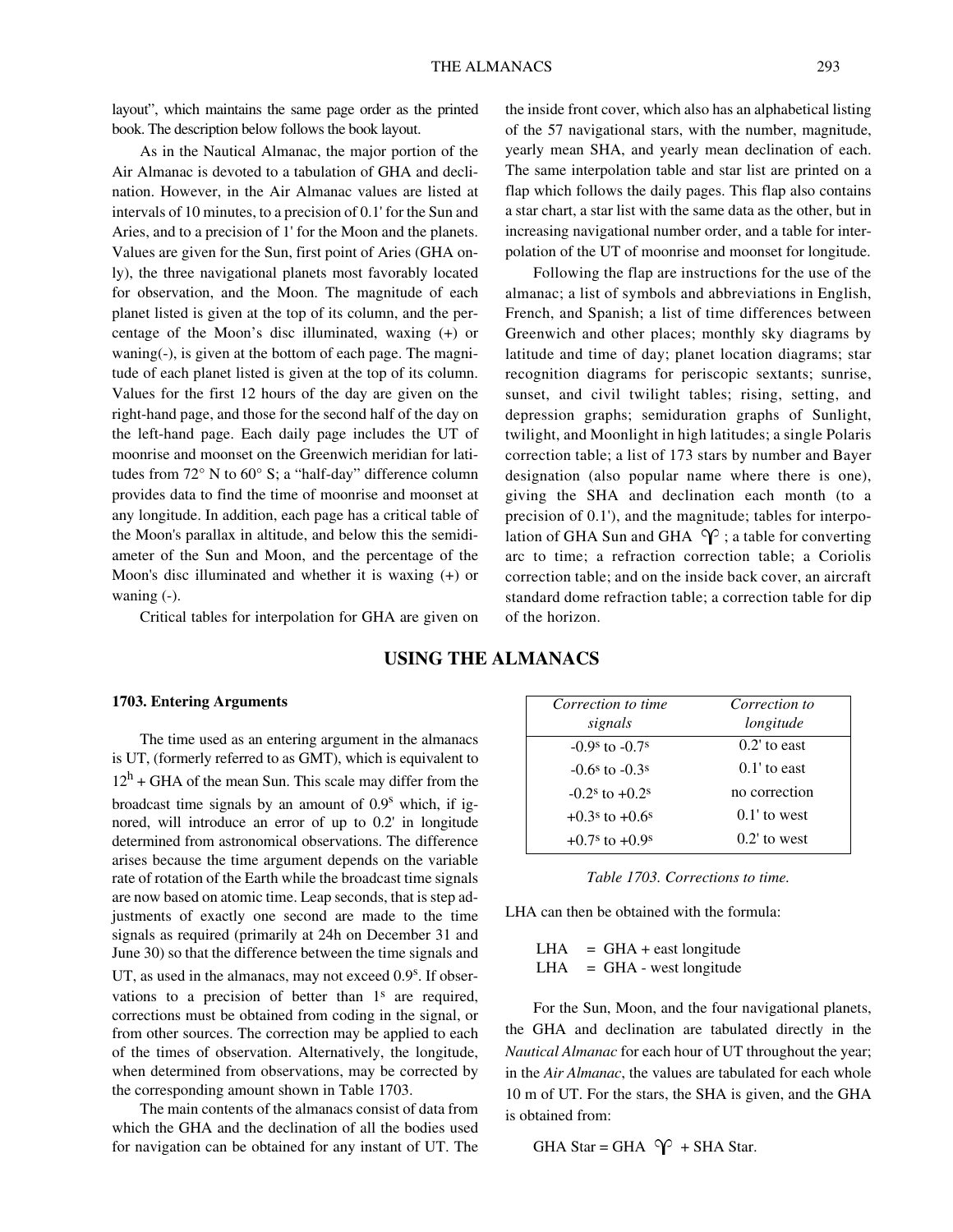layout", which maintains the same page order as the printed book. The description below follows the book layout.

As in the Nautical Almanac, the major portion of the Air Almanac is devoted to a tabulation of GHA and declination. However, in the Air Almanac values are listed at intervals of 10 minutes, to a precision of 0.1' for the Sun and Aries, and to a precision of 1' for the Moon and the planets. Values are given for the Sun, first point of Aries (GHA only), the three navigational planets most favorably located for observation, and the Moon. The magnitude of each planet listed is given at the top of its column, and the percentage of the Moon's disc illuminated, waxing (+) or waning(-), is given at the bottom of each page. The magnitude of each planet listed is given at the top of its column. Values for the first 12 hours of the day are given on the right-hand page, and those for the second half of the day on the left-hand page. Each daily page includes the UT of moonrise and moonset on the Greenwich meridian for latitudes from 72° N to 60° S; a "half-day" difference column provides data to find the time of moonrise and moonset at any longitude. In addition, each page has a critical table of the Moon's parallax in altitude, and below this the semidiameter of the Sun and Moon, and the percentage of the Moon's disc illuminated and whether it is waxing (+) or waning (-).

Critical tables for interpolation for GHA are given on the inside front cover, which also has an alphabetical listing of the 57 navigational stars, with the number, magnitude, yearly mean SHA, and yearly mean declination of each. The same interpolation table and star list are printed on a flap which follows the daily pages. This flap also contains a star chart, a star list with the same data as the other, but in increasing navigational number order, and a table for interpolation of the UT of moonrise and moonset for longitude.

Following the flap are instructions for the use of the almanac; a list of symbols and abbreviations in English, French, and Spanish; a list of time differences between Greenwich and other places; monthly sky diagrams by latitude and time of day; planet location diagrams; star recognition diagrams for periscopic sextants; sunrise, sunset, and civil twilight tables; rising, setting, and depression graphs; semiduration graphs of Sunlight, twilight, and Moonlight in high latitudes; a single Polaris correction table; a list of 173 stars by number and Bayer designation (also popular name where there is one), giving the SHA and declination each month (to a precision of 0.1'), and the magnitude; tables for interpolation of GHA Sun and GHA ♈; a table for converting arc to time; a refraction correction table; a Coriolis correction table; and on the inside back cover, an aircraft standard dome refraction table; a correction table for dip of the horizon.

## USING THE ALMANACS

### 1703. Entering Arguments

The time used as an entering argument in the almanacs is UT, (formerly referred to as GMT), which is equivalent to $12^h$ + GHA of the mean Sun. This scale may differ from the broadcast time signals by an amount of $0.9^s$ which, if ignored, will introduce an error of up to 0.2' in longitude determined from astronomical observations. The difference arises because the time argument depends on the variable rate of rotation of the Earth while the broadcast time signals are now based on atomic time. Leap seconds, that is step adjustments of exactly one second are made to the time signals as required (primarily at 24h on December 31 and June 30) so that the difference between the time signals and UT, as used in the almanacs, may not exceed $0.9^s$. If observations to a precision of better than $1^s$ are required, corrections must be obtained from coding in the signal, or from other sources. The correction may be applied to each of the times of observation. Alternatively, the longitude, when determined from observations, may be corrected by the corresponding amount shown in Table 1703.

The main contents of the almanacs consist of data from which the GHA and the declination of all the bodies used for navigation can be obtained for any instant of UT. The LHA can then be obtained with the formula:

| *Correction to time signals* | *Correction to longitude* |
|---|---|
| $-0.9^s$ to $-0.7^s$ | 0.2' to east |
| $-0.6^s$ to $-0.3^s$ | 0.1' to east |
| $-0.2^s$ to $+0.2^s$ | no correction |
| $+0.3^s$ to $+0.6^s$ | 0.1' to west |
| $+0.7^s$ to $+0.9^s$ | 0.2' to west |

*Table 1703. Corrections to time.*

LHA = GHA + east longitude
LHA = GHA - west longitude

For the Sun, Moon, and the four navigational planets, the GHA and declination are tabulated directly in the *Nautical Almanac* for each hour of UT throughout the year; in the *Air Almanac*, the values are tabulated for each whole 10 m of UT. For the stars, the SHA is given, and the GHA is obtained from:

GHA Star = GHA ♈ + SHA Star.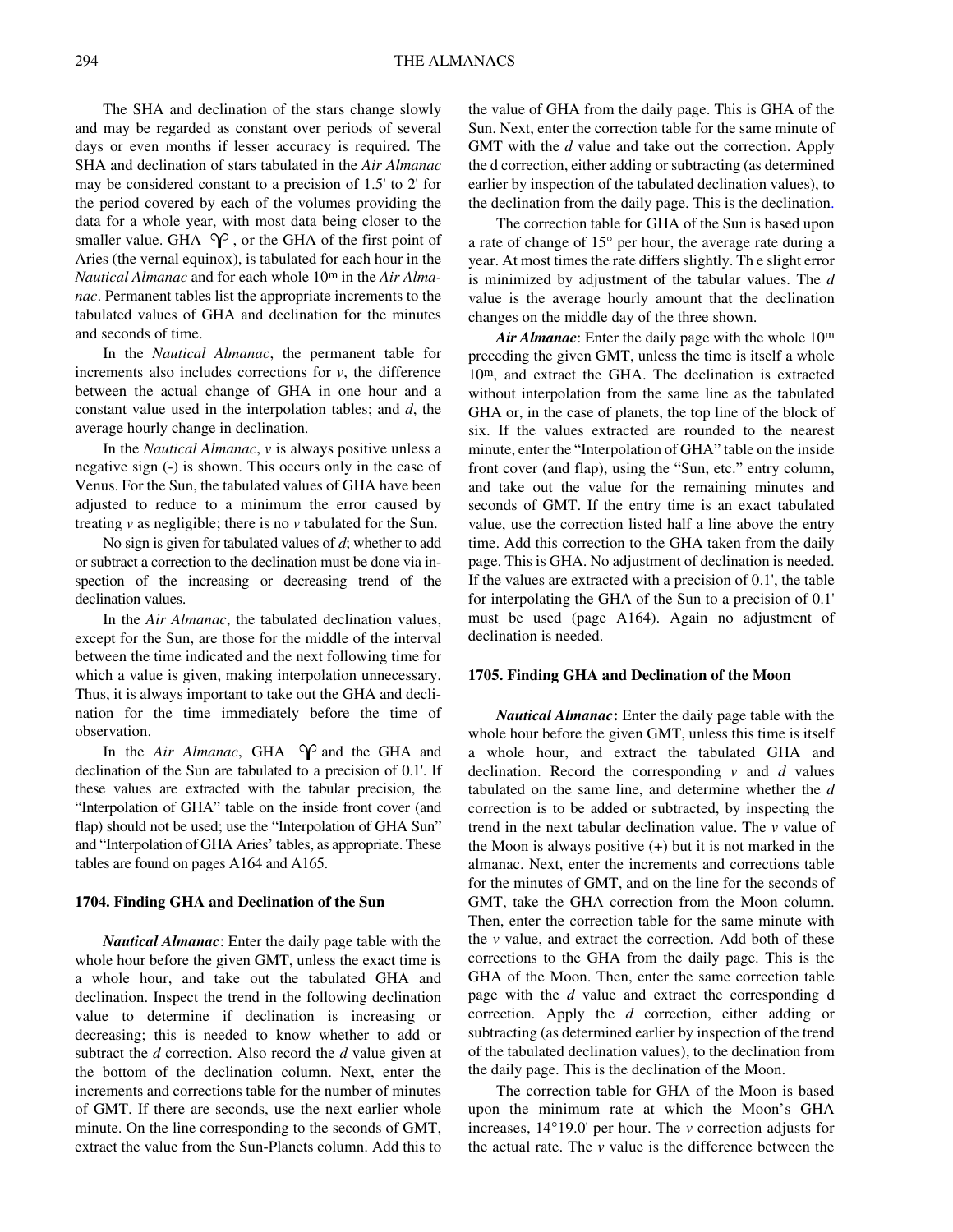The SHA and declination of the stars change slowly and may be regarded as constant over periods of several days or even months if lesser accuracy is required. The SHA and declination of stars tabulated in the *Air Almanac* may be considered constant to a precision of 1.5' to 2' for the period covered by each of the volumes providing the data for a whole year, with most data being closer to the smaller value. GHA ♈, or the GHA of the first point of Aries (the vernal equinox), is tabulated for each hour in the *Nautical Almanac* and for each whole 10m in the *Air Almanac*. Permanent tables list the appropriate increments to the tabulated values of GHA and declination for the minutes and seconds of time.

In the *Nautical Almanac*, the permanent table for increments also includes corrections for *v*, the difference between the actual change of GHA in one hour and a constant value used in the interpolation tables; and *d*, the average hourly change in declination.

In the *Nautical Almanac*, *v* is always positive unless a negative sign (-) is shown. This occurs only in the case of Venus. For the Sun, the tabulated values of GHA have been adjusted to reduce to a minimum the error caused by treating *v* as negligible; there is no *v* tabulated for the Sun.

No sign is given for tabulated values of *d*; whether to add or subtract a correction to the declination must be done via inspection of the increasing or decreasing trend of the declination values.

In the *Air Almanac*, the tabulated declination values, except for the Sun, are those for the middle of the interval between the time indicated and the next following time for which a value is given, making interpolation unnecessary. Thus, it is always important to take out the GHA and declination for the time immediately before the time of observation.

In the *Air Almanac*, GHA ♈ and the GHA and declination of the Sun are tabulated to a precision of 0.1'. If these values are extracted with the tabular precision, the "Interpolation of GHA" table on the inside front cover (and flap) should not be used; use the "Interpolation of GHA Sun" and "Interpolation of GHA Aries' tables, as appropriate. These tables are found on pages A164 and A165.

#### 1704. Finding GHA and Declination of the Sun

***Nautical Almanac***: Enter the daily page table with the whole hour before the given GMT, unless the exact time is a whole hour, and take out the tabulated GHA and declination. Inspect the trend in the following declination value to determine if declination is increasing or decreasing; this is needed to know whether to add or subtract the *d* correction. Also record the *d* value given at the bottom of the declination column. Next, enter the increments and corrections table for the number of minutes of GMT. If there are seconds, use the next earlier whole minute. On the line corresponding to the seconds of GMT, extract the value from the Sun-Planets column. Add this to the value of GHA from the daily page. This is GHA of the Sun. Next, enter the correction table for the same minute of GMT with the *d* value and take out the correction. Apply the d correction, either adding or subtracting (as determined earlier by inspection of the tabulated declination values), to the declination from the daily page. This is the declination.

The correction table for GHA of the Sun is based upon a rate of change of 15° per hour, the average rate during a year. At most times the rate differs slightly. Th e slight error is minimized by adjustment of the tabular values. The *d* value is the average hourly amount that the declination changes on the middle day of the three shown.

***Air Almanac***: Enter the daily page with the whole 10m preceding the given GMT, unless the time is itself a whole 10m, and extract the GHA. The declination is extracted without interpolation from the same line as the tabulated GHA or, in the case of planets, the top line of the block of six. If the values extracted are rounded to the nearest minute, enter the "Interpolation of GHA" table on the inside front cover (and flap), using the "Sun, etc." entry column, and take out the value for the remaining minutes and seconds of GMT. If the entry time is an exact tabulated value, use the correction listed half a line above the entry time. Add this correction to the GHA taken from the daily page. This is GHA. No adjustment of declination is needed. If the values are extracted with a precision of 0.1', the table for interpolating the GHA of the Sun to a precision of 0.1' must be used (page A164). Again no adjustment of declination is needed.

#### 1705. Finding GHA and Declination of the Moon

***Nautical Almanac*:** Enter the daily page table with the whole hour before the given GMT, unless this time is itself a whole hour, and extract the tabulated GHA and declination. Record the corresponding *v* and *d* values tabulated on the same line, and determine whether the *d* correction is to be added or subtracted, by inspecting the trend in the next tabular declination value. The *v* value of the Moon is always positive (+) but it is not marked in the almanac. Next, enter the increments and corrections table for the minutes of GMT, and on the line for the seconds of GMT, take the GHA correction from the Moon column. Then, enter the correction table for the same minute with the *v* value, and extract the correction. Add both of these corrections to the GHA from the daily page. This is the GHA of the Moon. Then, enter the same correction table page with the *d* value and extract the corresponding d correction. Apply the *d* correction, either adding or subtracting (as determined earlier by inspection of the trend of the tabulated declination values), to the declination from the daily page. This is the declination of the Moon.

The correction table for GHA of the Moon is based upon the minimum rate at which the Moon's GHA increases, 14°19.0' per hour. The *v* correction adjusts for the actual rate. The *v* value is the difference between the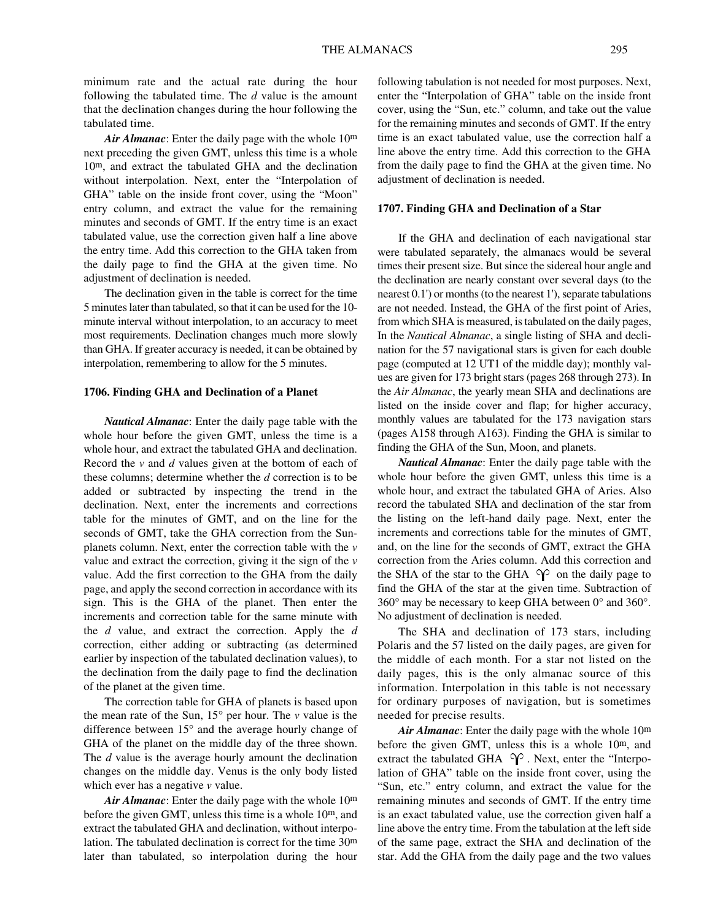minimum rate and the actual rate during the hour following the tabulated time. The *d* value is the amount that the declination changes during the hour following the tabulated time.

***Air Almanac***: Enter the daily page with the whole $10^m$ next preceding the given GMT, unless this time is a whole $10^m$, and extract the tabulated GHA and the declination without interpolation. Next, enter the "Interpolation of GHA" table on the inside front cover, using the "Moon" entry column, and extract the value for the remaining minutes and seconds of GMT. If the entry time is an exact tabulated value, use the correction given half a line above the entry time. Add this correction to the GHA taken from the daily page to find the GHA at the given time. No adjustment of declination is needed.

The declination given in the table is correct for the time 5 minutes later than tabulated, so that it can be used for the 10-minute interval without interpolation, to an accuracy to meet most requirements. Declination changes much more slowly than GHA. If greater accuracy is needed, it can be obtained by interpolation, remembering to allow for the 5 minutes.

### 1706. Finding GHA and Declination of a Planet

***Nautical Almanac***: Enter the daily page table with the whole hour before the given GMT, unless the time is a whole hour, and extract the tabulated GHA and declination. Record the *v* and *d* values given at the bottom of each of these columns; determine whether the *d* correction is to be added or subtracted by inspecting the trend in the declination. Next, enter the increments and corrections table for the minutes of GMT, and on the line for the seconds of GMT, take the GHA correction from the Sun-planets column. Next, enter the correction table with the *v* value and extract the correction, giving it the sign of the *v* value. Add the first correction to the GHA from the daily page, and apply the second correction in accordance with its sign. This is the GHA of the planet. Then enter the increments and correction table for the same minute with the *d* value, and extract the correction. Apply the *d* correction, either adding or subtracting (as determined earlier by inspection of the tabulated declination values), to the declination from the daily page to find the declination of the planet at the given time.

The correction table for GHA of planets is based upon the mean rate of the Sun, 15° per hour. The *v* value is the difference between 15° and the average hourly change of GHA of the planet on the middle day of the three shown. The *d* value is the average hourly amount the declination changes on the middle day. Venus is the only body listed which ever has a negative *v* value.

***Air Almanac***: Enter the daily page with the whole $10^m$ before the given GMT, unless this time is a whole $10^m$, and extract the tabulated GHA and declination, without interpolation. The tabulated declination is correct for the time $30^m$ later than tabulated, so interpolation during the hour following tabulation is not needed for most purposes. Next, enter the "Interpolation of GHA" table on the inside front cover, using the "Sun, etc." column, and take out the value for the remaining minutes and seconds of GMT. If the entry time is an exact tabulated value, use the correction half a line above the entry time. Add this correction to the GHA from the daily page to find the GHA at the given time. No adjustment of declination is needed.

### 1707. Finding GHA and Declination of a Star

If the GHA and declination of each navigational star were tabulated separately, the almanacs would be several times their present size. But since the sidereal hour angle and the declination are nearly constant over several days (to the nearest 0.1') or months (to the nearest 1'), separate tabulations are not needed. Instead, the GHA of the first point of Aries, from which SHA is measured, is tabulated on the daily pages, In the *Nautical Almanac*, a single listing of SHA and declination for the 57 navigational stars is given for each double page (computed at 12 UT1 of the middle day); monthly values are given for 173 bright stars (pages 268 through 273). In the *Air Almanac*, the yearly mean SHA and declinations are listed on the inside cover and flap; for higher accuracy, monthly values are tabulated for the 173 navigation stars (pages A158 through A163). Finding the GHA is similar to finding the GHA of the Sun, Moon, and planets.

***Nautical Almanac***: Enter the daily page table with the whole hour before the given GMT, unless this time is a whole hour, and extract the tabulated GHA of Aries. Also record the tabulated SHA and declination of the star from the listing on the left-hand daily page. Next, enter the increments and corrections table for the minutes of GMT, and, on the line for the seconds of GMT, extract the GHA correction from the Aries column. Add this correction and the SHA of the star to the GHA ♈ on the daily page to find the GHA of the star at the given time. Subtraction of 360° may be necessary to keep GHA between 0° and 360°. No adjustment of declination is needed.

The SHA and declination of 173 stars, including Polaris and the 57 listed on the daily pages, are given for the middle of each month. For a star not listed on the daily pages, this is the only almanac source of this information. Interpolation in this table is not necessary for ordinary purposes of navigation, but is sometimes needed for precise results.

***Air Almanac***: Enter the daily page with the whole $10^m$ before the given GMT, unless this is a whole $10^m$, and extract the tabulated GHA ♈. Next, enter the "Interpolation of GHA" table on the inside front cover, using the "Sun, etc." entry column, and extract the value for the remaining minutes and seconds of GMT. If the entry time is an exact tabulated value, use the correction given half a line above the entry time. From the tabulation at the left side of the same page, extract the SHA and declination of the star. Add the GHA from the daily page and the two values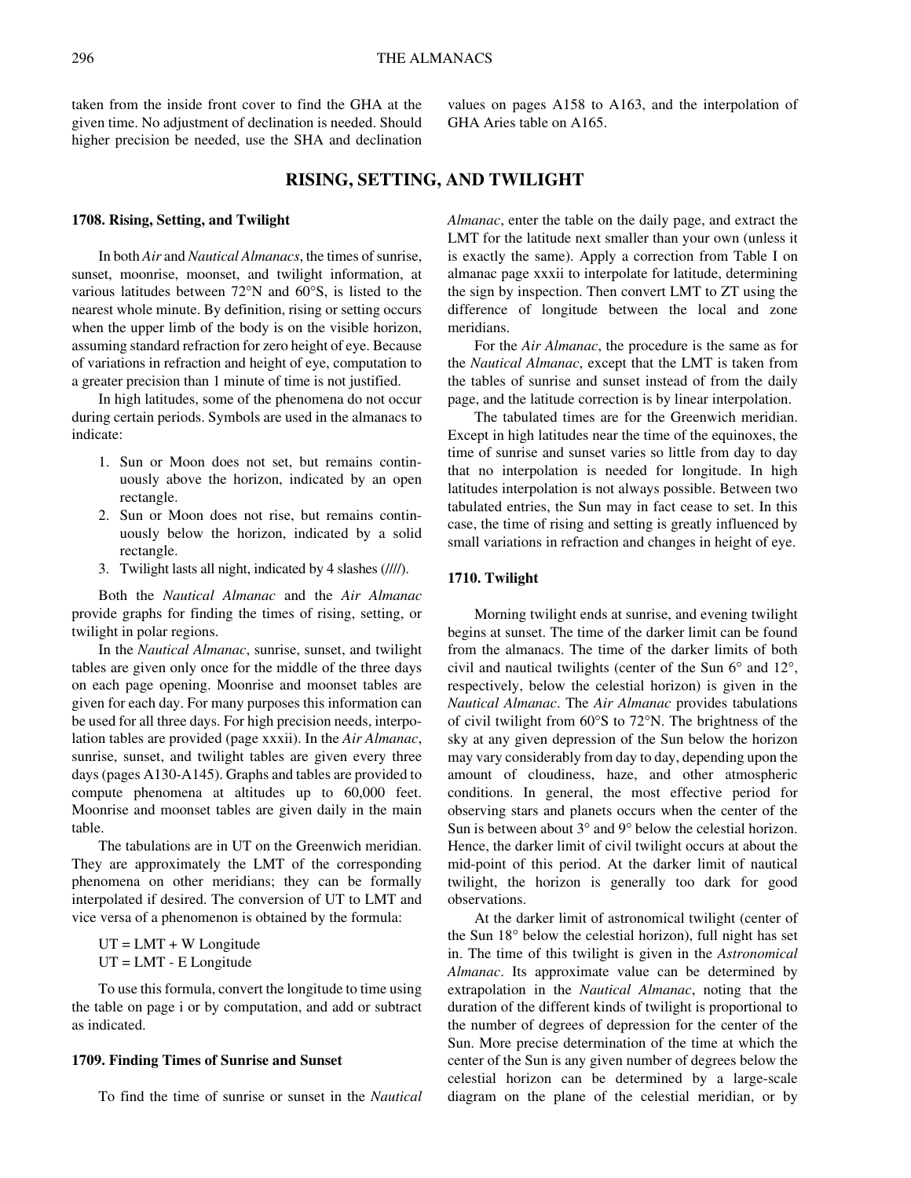taken from the inside front cover to find the GHA at the given time. No adjustment of declination is needed. Should higher precision be needed, use the SHA and declination values on pages A158 to A163, and the interpolation of GHA Aries table on A165.

## RISING, SETTING, AND TWILIGHT

### 1708. Rising, Setting, and Twilight

In both *Air* and *Nautical Almanacs*, the times of sunrise, sunset, moonrise, moonset, and twilight information, at various latitudes between 72°N and 60°S, is listed to the nearest whole minute. By definition, rising or setting occurs when the upper limb of the body is on the visible horizon, assuming standard refraction for zero height of eye. Because of variations in refraction and height of eye, computation to a greater precision than 1 minute of time is not justified.

In high latitudes, some of the phenomena do not occur during certain periods. Symbols are used in the almanacs to indicate:

1. Sun or Moon does not set, but remains continuously above the horizon, indicated by an open rectangle.
2. Sun or Moon does not rise, but remains continuously below the horizon, indicated by a solid rectangle.
3. Twilight lasts all night, indicated by 4 slashes (////).

Both the *Nautical Almanac* and the *Air Almanac* provide graphs for finding the times of rising, setting, or twilight in polar regions.

In the *Nautical Almanac*, sunrise, sunset, and twilight tables are given only once for the middle of the three days on each page opening. Moonrise and moonset tables are given for each day. For many purposes this information can be used for all three days. For high precision needs, interpolation tables are provided (page xxxii). In the *Air Almanac*, sunrise, sunset, and twilight tables are given every three days (pages A130-A145). Graphs and tables are provided to compute phenomena at altitudes up to 60,000 feet. Moonrise and moonset tables are given daily in the main table.

The tabulations are in UT on the Greenwich meridian. They are approximately the LMT of the corresponding phenomena on other meridians; they can be formally interpolated if desired. The conversion of UT to LMT and vice versa of a phenomenon is obtained by the formula:

UT = LMT + W Longitude
UT = LMT - E Longitude

To use this formula, convert the longitude to time using the table on page i or by computation, and add or subtract as indicated.

### 1709. Finding Times of Sunrise and Sunset

To find the time of sunrise or sunset in the *Nautical Almanac*, enter the table on the daily page, and extract the LMT for the latitude next smaller than your own (unless it is exactly the same). Apply a correction from Table I on almanac page xxxii to interpolate for latitude, determining the sign by inspection. Then convert LMT to ZT using the difference of longitude between the local and zone meridians.

For the *Air Almanac*, the procedure is the same as for the *Nautical Almanac*, except that the LMT is taken from the tables of sunrise and sunset instead of from the daily page, and the latitude correction is by linear interpolation.

The tabulated times are for the Greenwich meridian. Except in high latitudes near the time of the equinoxes, the time of sunrise and sunset varies so little from day to day that no interpolation is needed for longitude. In high latitudes interpolation is not always possible. Between two tabulated entries, the Sun may in fact cease to set. In this case, the time of rising and setting is greatly influenced by small variations in refraction and changes in height of eye.

### 1710. Twilight

Morning twilight ends at sunrise, and evening twilight begins at sunset. The time of the darker limit can be found from the almanacs. The time of the darker limits of both civil and nautical twilights (center of the Sun 6° and 12°, respectively, below the celestial horizon) is given in the *Nautical Almanac*. The *Air Almanac* provides tabulations of civil twilight from 60°S to 72°N. The brightness of the sky at any given depression of the Sun below the horizon may vary considerably from day to day, depending upon the amount of cloudiness, haze, and other atmospheric conditions. In general, the most effective period for observing stars and planets occurs when the center of the Sun is between about 3° and 9° below the celestial horizon. Hence, the darker limit of civil twilight occurs at about the mid-point of this period. At the darker limit of nautical twilight, the horizon is generally too dark for good observations.

At the darker limit of astronomical twilight (center of the Sun 18° below the celestial horizon), full night has set in. The time of this twilight is given in the *Astronomical Almanac*. Its approximate value can be determined by extrapolation in the *Nautical Almanac*, noting that the duration of the different kinds of twilight is proportional to the number of degrees of depression for the center of the Sun. More precise determination of the time at which the center of the Sun is any given number of degrees below the celestial horizon can be determined by a large-scale diagram on the plane of the celestial meridian, or by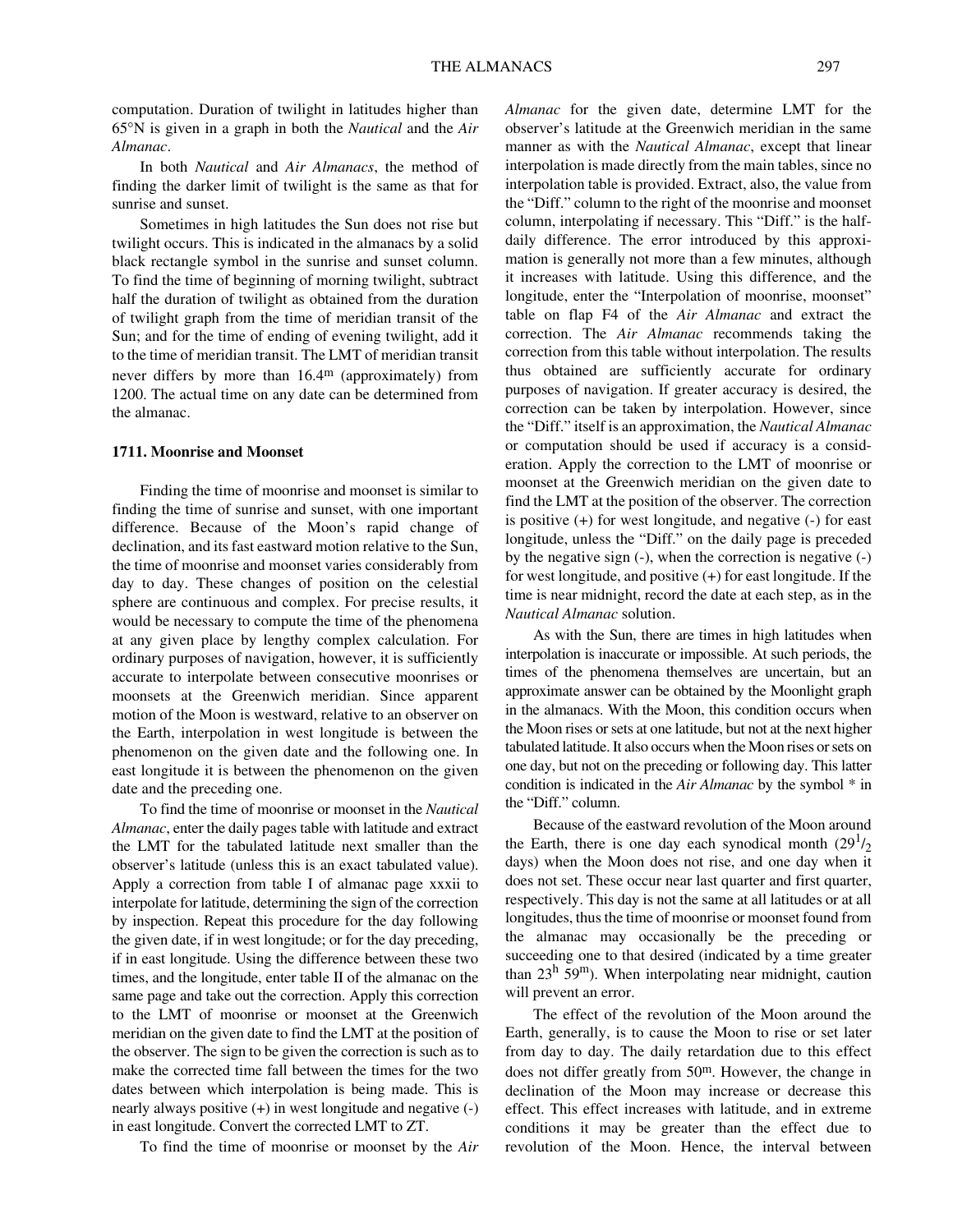computation. Duration of twilight in latitudes higher than 65°N is given in a graph in both the *Nautical* and the *Air Almanac*.

In both *Nautical* and *Air Almanacs*, the method of finding the darker limit of twilight is the same as that for sunrise and sunset.

Sometimes in high latitudes the Sun does not rise but twilight occurs. This is indicated in the almanacs by a solid black rectangle symbol in the sunrise and sunset column. To find the time of beginning of morning twilight, subtract half the duration of twilight as obtained from the duration of twilight graph from the time of meridian transit of the Sun; and for the time of ending of evening twilight, add it to the time of meridian transit. The LMT of meridian transit never differs by more than $16.4^m$ (approximately) from 1200. The actual time on any date can be determined from the almanac.

### 1711. Moonrise and Moonset

Finding the time of moonrise and moonset is similar to finding the time of sunrise and sunset, with one important difference. Because of the Moon's rapid change of declination, and its fast eastward motion relative to the Sun, the time of moonrise and moonset varies considerably from day to day. These changes of position on the celestial sphere are continuous and complex. For precise results, it would be necessary to compute the time of the phenomena at any given place by lengthy complex calculation. For ordinary purposes of navigation, however, it is sufficiently accurate to interpolate between consecutive moonrises or moonsets at the Greenwich meridian. Since apparent motion of the Moon is westward, relative to an observer on the Earth, interpolation in west longitude is between the phenomenon on the given date and the following one. In east longitude it is between the phenomenon on the given date and the preceding one.

To find the time of moonrise or moonset in the *Nautical Almanac*, enter the daily pages table with latitude and extract the LMT for the tabulated latitude next smaller than the observer's latitude (unless this is an exact tabulated value). Apply a correction from table I of almanac page xxxii to interpolate for latitude, determining the sign of the correction by inspection. Repeat this procedure for the day following the given date, if in west longitude; or for the day preceding, if in east longitude. Using the difference between these two times, and the longitude, enter table II of the almanac on the same page and take out the correction. Apply this correction to the LMT of moonrise or moonset at the Greenwich meridian on the given date to find the LMT at the position of the observer. The sign to be given the correction is such as to make the corrected time fall between the times for the two dates between which interpolation is being made. This is nearly always positive (+) in west longitude and negative (-) in east longitude. Convert the corrected LMT to ZT.

To find the time of moonrise or moonset by the *Air Almanac* for the given date, determine LMT for the observer's latitude at the Greenwich meridian in the same manner as with the *Nautical Almanac*, except that linear interpolation is made directly from the main tables, since no interpolation table is provided. Extract, also, the value from the "Diff." column to the right of the moonrise and moonset column, interpolating if necessary. This "Diff." is the half-daily difference. The error introduced by this approximation is generally not more than a few minutes, although it increases with latitude. Using this difference, and the longitude, enter the "Interpolation of moonrise, moonset" table on flap F4 of the *Air Almanac* and extract the correction. The *Air Almanac* recommends taking the correction from this table without interpolation. The results thus obtained are sufficiently accurate for ordinary purposes of navigation. If greater accuracy is desired, the correction can be taken by interpolation. However, since the "Diff." itself is an approximation, the *Nautical Almanac* or computation should be used if accuracy is a consideration. Apply the correction to the LMT of moonrise or moonset at the Greenwich meridian on the given date to find the LMT at the position of the observer. The correction is positive (+) for west longitude, and negative (-) for east longitude, unless the "Diff." on the daily page is preceded by the negative sign (-), when the correction is negative (-) for west longitude, and positive (+) for east longitude. If the time is near midnight, record the date at each step, as in the *Nautical Almanac* solution.

As with the Sun, there are times in high latitudes when interpolation is inaccurate or impossible. At such periods, the times of the phenomena themselves are uncertain, but an approximate answer can be obtained by the Moonlight graph in the almanacs. With the Moon, this condition occurs when the Moon rises or sets at one latitude, but not at the next higher tabulated latitude. It also occurs when the Moon rises or sets on one day, but not on the preceding or following day. This latter condition is indicated in the *Air Almanac* by the symbol * in the "Diff." column.

Because of the eastward revolution of the Moon around the Earth, there is one day each synodical month ($29^1/_2$ days) when the Moon does not rise, and one day when it does not set. These occur near last quarter and first quarter, respectively. This day is not the same at all latitudes or at all longitudes, thus the time of moonrise or moonset found from the almanac may occasionally be the preceding or succeeding one to that desired (indicated by a time greater than $23^h\ 59^m$). When interpolating near midnight, caution will prevent an error.

The effect of the revolution of the Moon around the Earth, generally, is to cause the Moon to rise or set later from day to day. The daily retardation due to this effect does not differ greatly from $50^m$. However, the change in declination of the Moon may increase or decrease this effect. This effect increases with latitude, and in extreme conditions it may be greater than the effect due to revolution of the Moon. Hence, the interval between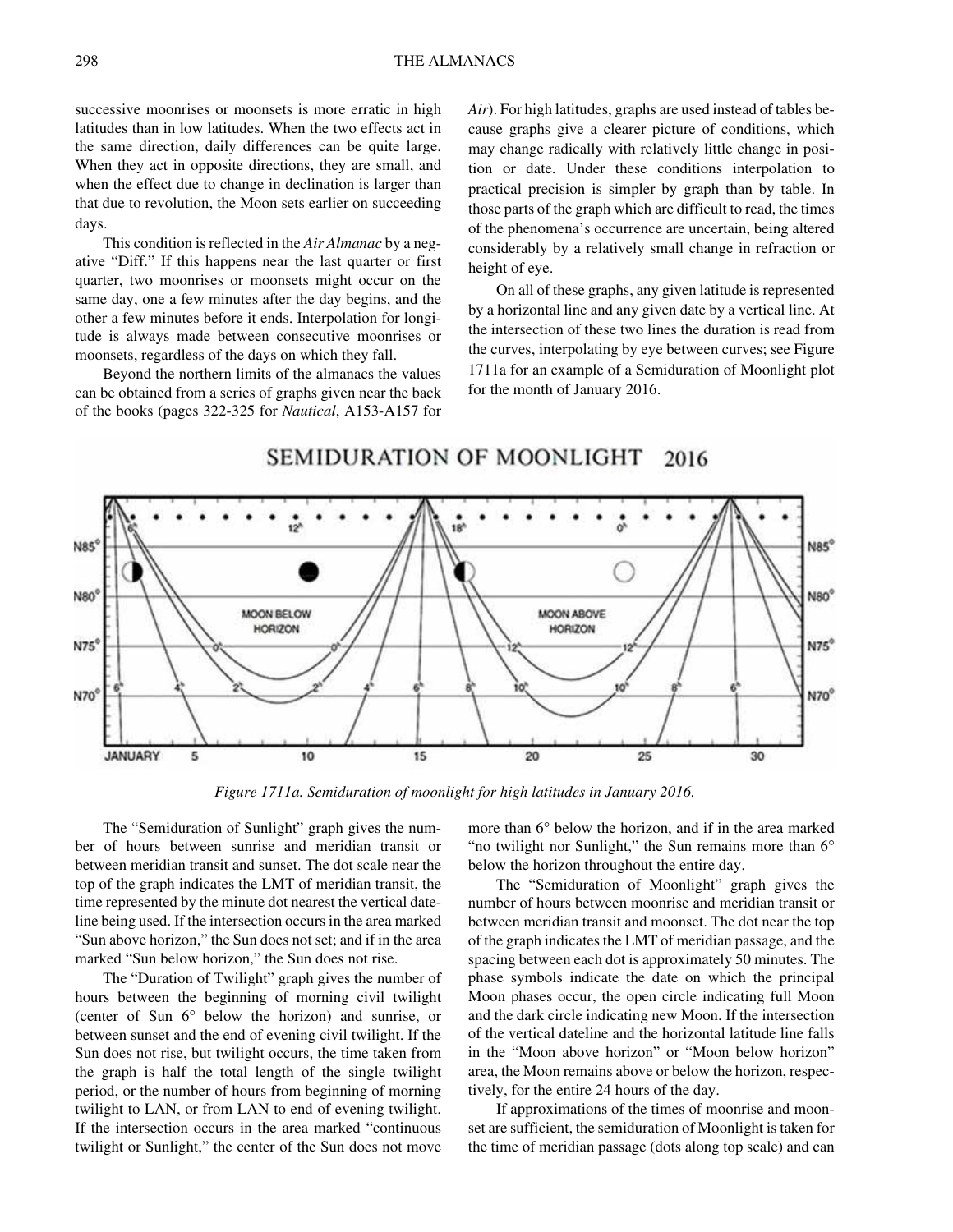successive moonrises or moonsets is more erratic in high latitudes than in low latitudes. When the two effects act in the same direction, daily differences can be quite large. When they act in opposite directions, they are small, and when the effect due to change in declination is larger than that due to revolution, the Moon sets earlier on succeeding days.

This condition is reflected in the *Air Almanac* by a negative "Diff." If this happens near the last quarter or first quarter, two moonrises or moonsets might occur on the same day, one a few minutes after the day begins, and the other a few minutes before it ends. Interpolation for longitude is always made between consecutive moonrises or moonsets, regardless of the days on which they fall.

Beyond the northern limits of the almanacs the values can be obtained from a series of graphs given near the back of the books (pages 322-325 for *Nautical*, A153-A157 for *Air*). For high latitudes, graphs are used instead of tables because graphs give a clearer picture of conditions, which may change radically with relatively little change in position or date. Under these conditions interpolation to practical precision is simpler by graph than by table. In those parts of the graph which are difficult to read, the times of the phenomena's occurrence are uncertain, being altered considerably by a relatively small change in refraction or height of eye.

On all of these graphs, any given latitude is represented by a horizontal line and any given date by a vertical line. At the intersection of these two lines the duration is read from the curves, interpolating by eye between curves; see Figure 1711a for an example of a Semiduration of Moonlight plot for the month of January 2016.

SEMIDURATION OF MOONLIGHT 2016

N85°
N80°
N75°
N70°

MOON BELOW HORIZON

MOON ABOVE HORIZON

JANUARY 5 10 15 20 25 30

*Figure 1711a. Semiduration of moonlight for high latitudes in January 2016.*

The "Semiduration of Sunlight" graph gives the number of hours between sunrise and meridian transit or between meridian transit and sunset. The dot scale near the top of the graph indicates the LMT of meridian transit, the time represented by the minute dot nearest the vertical dateline being used. If the intersection occurs in the area marked "Sun above horizon," the Sun does not set; and if in the area marked "Sun below horizon," the Sun does not rise.

The "Duration of Twilight" graph gives the number of hours between the beginning of morning civil twilight (center of Sun 6° below the horizon) and sunrise, or between sunset and the end of evening civil twilight. If the Sun does not rise, but twilight occurs, the time taken from the graph is half the total length of the single twilight period, or the number of hours from beginning of morning twilight to LAN, or from LAN to end of evening twilight. If the intersection occurs in the area marked "continuous twilight or Sunlight," the center of the Sun does not move more than 6° below the horizon, and if in the area marked "no twilight nor Sunlight," the Sun remains more than 6° below the horizon throughout the entire day.

The "Semiduration of Moonlight" graph gives the number of hours between moonrise and meridian transit or between meridian transit and moonset. The dot near the top of the graph indicates the LMT of meridian passage, and the spacing between each dot is approximately 50 minutes. The phase symbols indicate the date on which the principal Moon phases occur, the open circle indicating full Moon and the dark circle indicating new Moon. If the intersection of the vertical dateline and the horizontal latitude line falls in the "Moon above horizon" or "Moon below horizon" area, the Moon remains above or below the horizon, respectively, for the entire 24 hours of the day.

If approximations of the times of moonrise and moonset are sufficient, the semiduration of Moonlight is taken for the time of meridian passage (dots along top scale) and can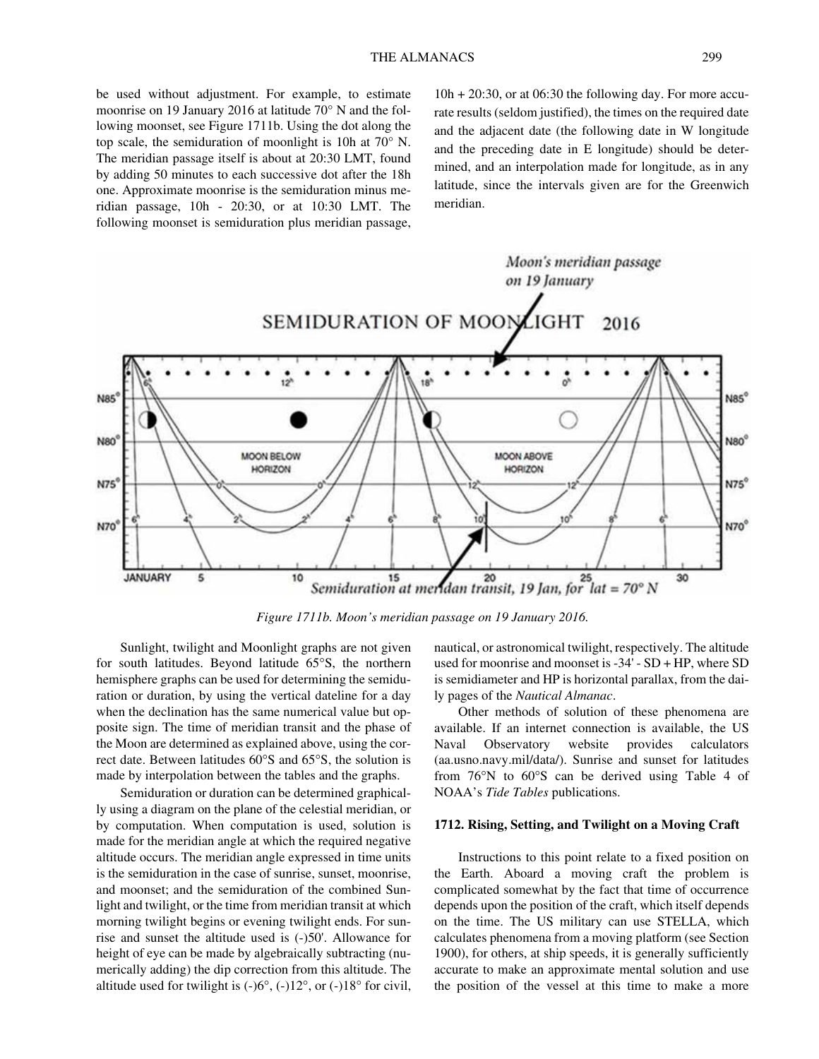be used without adjustment. For example, to estimate moonrise on 19 January 2016 at latitude 70° N and the following moonset, see Figure 1711b. Using the dot along the top scale, the semiduration of moonlight is 10h at 70° N. The meridian passage itself is about at 20:30 LMT, found by adding 50 minutes to each successive dot after the 18h one. Approximate moonrise is the semiduration minus meridian passage, 10h - 20:30, or at 10:30 LMT. The following moonset is semiduration plus meridian passage, 10h + 20:30, or at 06:30 the following day. For more accurate results (seldom justified), the times on the required date and the adjacent date (the following date in W longitude and the preceding date in E longitude) should be determined, and an interpolation made for longitude, as in any latitude, since the intervals given are for the Greenwich meridian.

*Figure 1711b. Moon's meridian passage on 19 January 2016.*

Sunlight, twilight and Moonlight graphs are not given for south latitudes. Beyond latitude 65°S, the northern hemisphere graphs can be used for determining the semiduration or duration, by using the vertical dateline for a day when the declination has the same numerical value but opposite sign. The time of meridian transit and the phase of the Moon are determined as explained above, using the correct date. Between latitudes 60°S and 65°S, the solution is made by interpolation between the tables and the graphs.

Semiduration or duration can be determined graphically using a diagram on the plane of the celestial meridian, or by computation. When computation is used, solution is made for the meridian angle at which the required negative altitude occurs. The meridian angle expressed in time units is the semiduration in the case of sunrise, sunset, moonrise, and moonset; and the semiduration of the combined Sunlight and twilight, or the time from meridian transit at which morning twilight begins or evening twilight ends. For sunrise and sunset the altitude used is (-)50'. Allowance for height of eye can be made by algebraically subtracting (numerically adding) the dip correction from this altitude. The altitude used for twilight is (-)6°, (-)12°, or (-)18° for civil, nautical, or astronomical twilight, respectively. The altitude used for moonrise and moonset is -34' - SD + HP, where SD is semidiameter and HP is horizontal parallax, from the daily pages of the *Nautical Almanac*.

Other methods of solution of these phenomena are available. If an internet connection is available, the US Naval Observatory website provides calculators (aa.usno.navy.mil/data/). Sunrise and sunset for latitudes from 76°N to 60°S can be derived using Table 4 of NOAA's *Tide Tables* publications.

### 1712. Rising, Setting, and Twilight on a Moving Craft

Instructions to this point relate to a fixed position on the Earth. Aboard a moving craft the problem is complicated somewhat by the fact that time of occurrence depends upon the position of the craft, which itself depends on the time. The US military can use STELLA, which calculates phenomena from a moving platform (see Section 1900), for others, at ship speeds, it is generally sufficiently accurate to make an approximate mental solution and use the position of the vessel at this time to make a more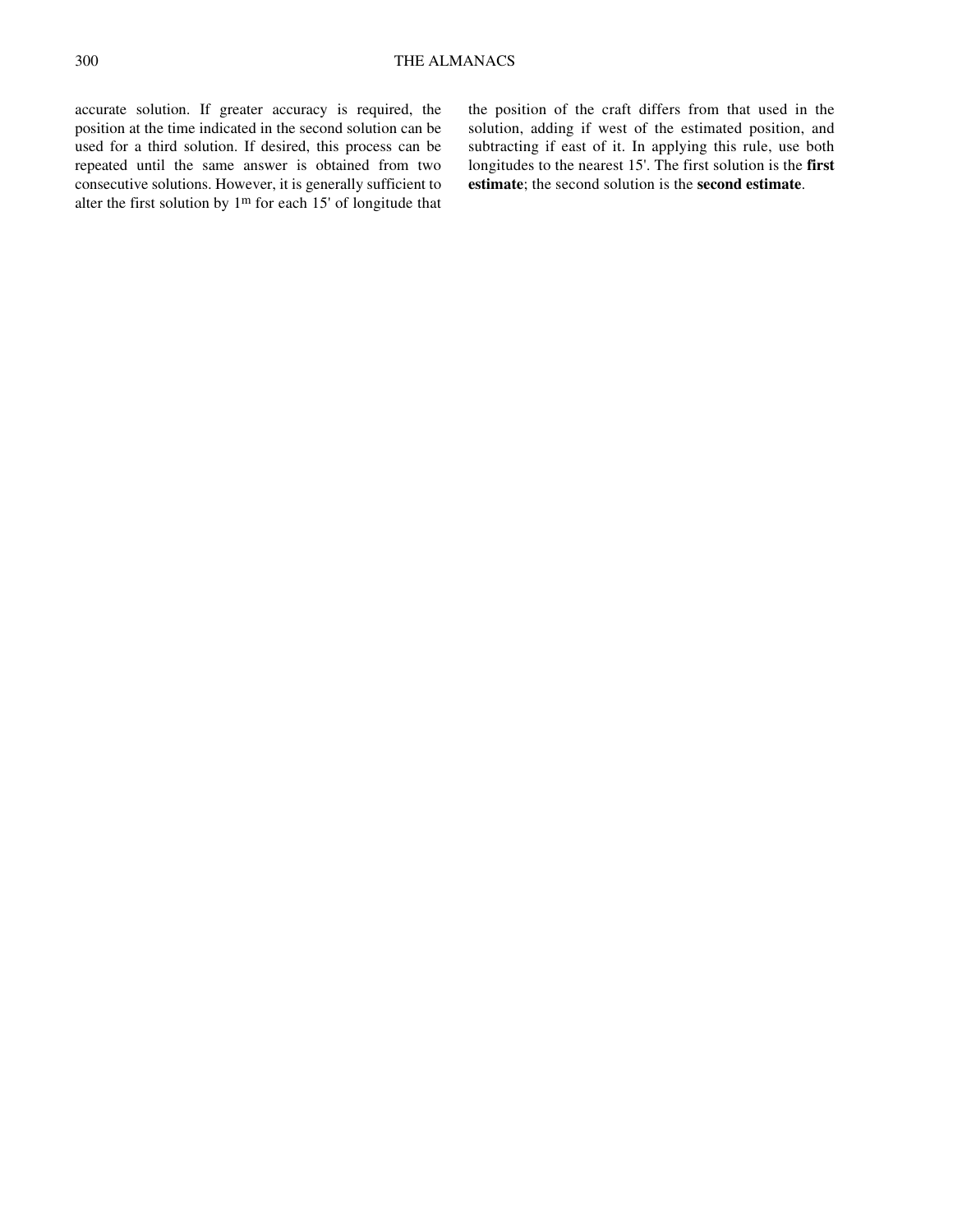accurate solution. If greater accuracy is required, the position at the time indicated in the second solution can be used for a third solution. If desired, this process can be repeated until the same answer is obtained from two consecutive solutions. However, it is generally sufficient to alter the first solution by $1^m$ for each 15' of longitude that the position of the craft differs from that used in the solution, adding if west of the estimated position, and subtracting if east of it. In applying this rule, use both longitudes to the nearest 15'. The first solution is the **first estimate**; the second solution is the **second estimate**.